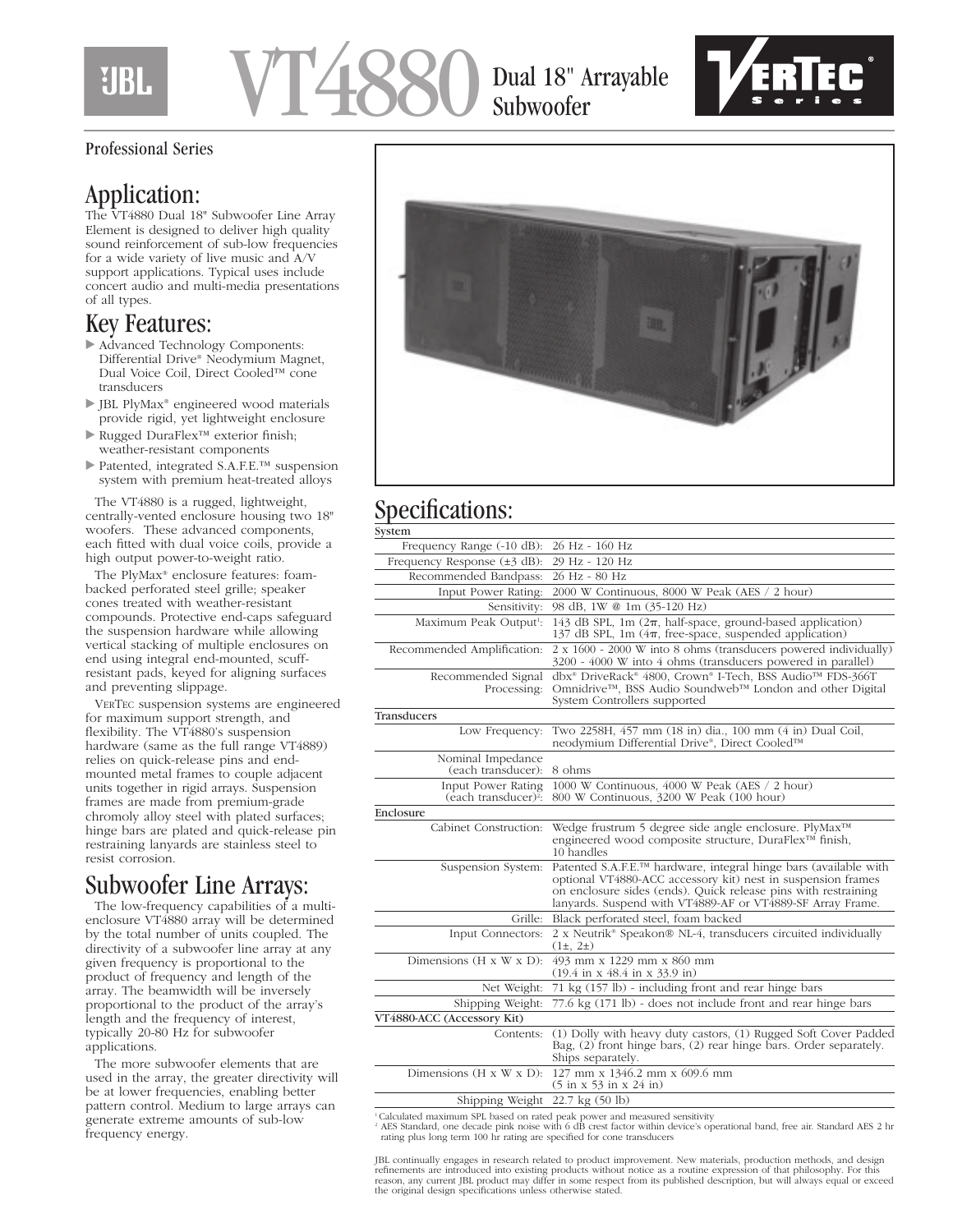# JBL VT4880 Dual 18" Arrayable Subwoofer

VERTEC® Series

Professional Series

## Application:

The VT4880 Dual 18" Subwoofer Line Array Element is designed to deliver high quality sound reinforcement of sub-low frequencies for a wide variety of live music and A/V support applications. Typical uses include concert audio and multi-media presentations of all types.

## Key Features:

- Advanced Technology Components: Differential Drive® Neodymium Magnet, Dual Voice Coil, Direct Cooled™ cone transducers
- JBL PlyMax® engineered wood materials provide rigid, yet lightweight enclosure
- Rugged DuraFlex™ exterior finish; weather-resistant components
- Patented, integrated S.A.F.E.™ suspension system with premium heat-treated alloys

The VT4880 is a rugged, lightweight, centrally-vented enclosure housing two 18" woofers. These advanced components, each fitted with dual voice coils, provide a high output power-to-weight ratio.

The PlyMax® enclosure features: foam-backed perforated steel grille; speaker cones treated with weather-resistant compounds. Protective end-caps safeguard the suspension hardware while allowing vertical stacking of multiple enclosures on end using integral end-mounted, scuff-resistant pads, keyed for aligning surfaces and preventing slippage.

VERTEC suspension systems are engineered for maximum support strength, and flexibility. The VT4880's suspension hardware (same as the full range VT4889) relies on quick-release pins and end-mounted metal frames to couple adjacent units together in rigid arrays. Suspension frames are made from premium-grade chromoly alloy steel with plated surfaces; hinge bars are plated and quick-release pin restraining lanyards are stainless steel to resist corrosion.

## Subwoofer Line Arrays:

The low-frequency capabilities of a multi-enclosure VT4880 array will be determined by the total number of units coupled. The directivity of a subwoofer line array at any given frequency is proportional to the product of frequency and length of the array. The beamwidth will be inversely proportional to the product of the array's length and the frequency of interest, typically 20-80 Hz for subwoofer applications.

The more subwoofer elements that are used in the array, the greater directivity will be at lower frequencies, enabling better pattern control. Medium to large arrays can generate extreme amounts of sub-low frequency energy.

## Specifications:

| **System** | |
|---|---|
| Frequency Range (-10 dB): | 26 Hz - 160 Hz |
| Frequency Response (±3 dB): | 29 Hz - 120 Hz |
| Recommended Bandpass: | 26 Hz - 80 Hz |
| Input Power Rating: | 2000 W Continuous, 8000 W Peak (AES / 2 hour) |
| Sensitivity: | 98 dB, 1W @ 1m (35-120 Hz) |
| Maximum Peak Output[1]: | 143 dB SPL, 1m (2π, half-space, ground-based application)<br>137 dB SPL, 1m (4π, free-space, suspended application) |
| Recommended Amplification: | 2 x 1600 - 2000 W into 8 ohms (transducers powered individually)<br>3200 - 4000 W into 4 ohms (transducers powered in parallel) |
| Recommended Signal Processing: | dbx® DriveRack® 4800, Crown® I-Tech, BSS Audio™ FDS-366T Omnidrive™, BSS Audio Soundweb™ London and other Digital System Controllers supported |
| **Transducers** | |
| Low Frequency: | Two 2258H, 457 mm (18 in) dia., 100 mm (4 in) Dual Coil, neodymium Differential Drive®, Direct Cooled™ |
| Nominal Impedance (each transducer): | 8 ohms |
| Input Power Rating (each transducer)[2]: | 1000 W Continuous, 4000 W Peak (AES / 2 hour)<br>800 W Continuous, 3200 W Peak (100 hour) |
| **Enclosure** | |
| Cabinet Construction: | Wedge frustrum 5 degree side angle enclosure. PlyMax™ engineered wood composite structure, DuraFlex™ finish, 10 handles |
| Suspension System: | Patented S.A.F.E.™ hardware, integral hinge bars (available with optional VT4880-ACC accessory kit) nest in suspension frames on enclosure sides (ends). Quick release pins with restraining lanyards. Suspend with VT4889-AF or VT4889-SF Array Frame. |
| Grille: | Black perforated steel, foam backed |
| Input Connectors: | 2 x Neutrik® Speakon® NL-4, transducers circuited individually (1±, 2±) |
| Dimensions (H x W x D): | 493 mm x 1229 mm x 860 mm<br>(19.4 in x 48.4 in x 33.9 in) |
| Net Weight: | 71 kg (157 lb) - including front and rear hinge bars |
| Shipping Weight: | 77.6 kg (171 lb) - does not include front and rear hinge bars |
| **VT4880-ACC (Accessory Kit)** | |
| Contents: | (1) Dolly with heavy duty castors, (1) Rugged Soft Cover Padded Bag, (2) front hinge bars, (2) rear hinge bars. Order separately. Ships separately. |
| Dimensions (H x W x D): | 127 mm x 1346.2 mm x 609.6 mm<br>(5 in x 53 in x 24 in) |
| Shipping Weight | 22.7 kg (50 lb) |

[1] Calculated maximum SPL based on rated peak power and measured sensitivity
[2] AES Standard, one decade pink noise with 6 dB crest factor within device's operational band, free air. Standard AES 2 hr rating plus long term 100 hr rating are specified for cone transducers

JBL continually engages in research related to product improvement. New materials, production methods, and design refinements are introduced into existing products without notice as a routine expression of that philosophy. For this reason, any current JBL product may differ in some respect from its published description, but will always equal or exceed the original design specifications unless otherwise stated.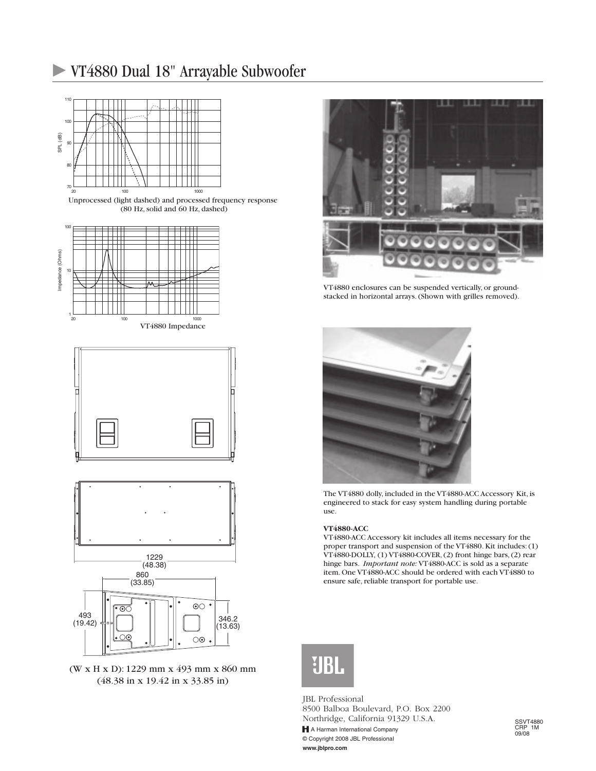# VT4880 Dual 18" Arrayable Subwoofer

110
100
90
80
70
SPL (dB)
20
100
1000

Unprocessed (light dashed) and processed frequency response (80 Hz, solid and 60 Hz, dashed)

100
10
1
Impedance (Ohms)
20
100
1000

VT4880 Impedance

1229
(48.38)
860
(33.85)
493
(19.42)
346.2
(13.63)

(W x H x D): 1229 mm x 493 mm x 860 mm (48.38 in x 19.42 in x 33.85 in)

VT4880 enclosures can be suspended vertically, or ground-stacked in horizontal arrays. (Shown with grilles removed).

The VT4880 dolly, included in the VT4880-ACC Accessory Kit, is engineered to stack for easy system handling during portable use.

**VT4880-ACC**

VT4880-ACC Accessory kit includes all items necessary for the proper transport and suspension of the VT4880. Kit includes: (1) VT4880-DOLLY, (1) VT4880-COVER, (2) front hinge bars, (2) rear hinge bars. *Important note:* VT4880-ACC is sold as a separate item. One VT4880-ACC should be ordered with each VT4880 to ensure safe, reliable transport for portable use.

JBL

JBL Professional
8500 Balboa Boulevard, P.O. Box 2200
Northridge, California 91329 U.S.A.

A Harman International Company
© Copyright 2008 JBL Professional
**www.jblpro.com**

SSVT4880
CRP 1M
09/08